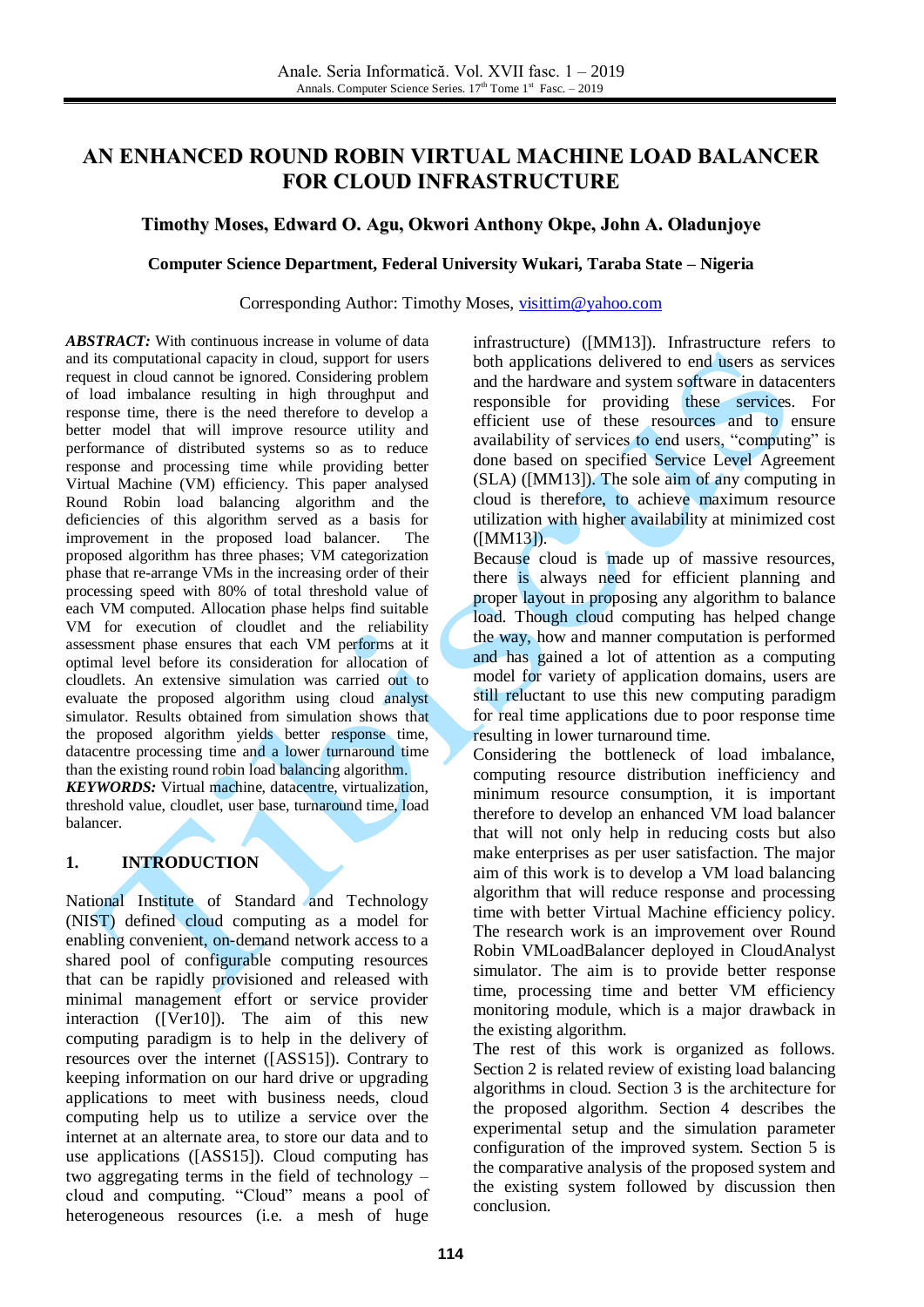# AN ENHANCED ROUND ROBIN VIRTUAL MACHINE LOAD BALANCER FOR CLOUD INFRASTRUCTURE

**Timothy Moses, Edward O. Agu, Okwori Anthony Okpe, John A. Oladunjoye**

**Computer Science Department, Federal University Wukari, Taraba State – Nigeria**

Corresponding Author: Timothy Moses, visittim@yahoo.com

***ABSTRACT:*** With continuous increase in volume of data and its computational capacity in cloud, support for users request in cloud cannot be ignored. Considering problem of load imbalance resulting in high throughput and response time, there is the need therefore to develop a better model that will improve resource utility and performance of distributed systems so as to reduce response and processing time while providing better Virtual Machine (VM) efficiency. This paper analysed Round Robin load balancing algorithm and the deficiencies of this algorithm served as a basis for improvement in the proposed load balancer. The proposed algorithm has three phases; VM categorization phase that re-arrange VMs in the increasing order of their processing speed with 80% of total threshold value of each VM computed. Allocation phase helps find suitable VM for execution of cloudlet and the reliability assessment phase ensures that each VM performs at it optimal level before its consideration for allocation of cloudlets. An extensive simulation was carried out to evaluate the proposed algorithm using cloud analyst simulator. Results obtained from simulation shows that the proposed algorithm yields better response time, datacentre processing time and a lower turnaround time than the existing round robin load balancing algorithm.

***KEYWORDS:*** Virtual machine, datacentre, virtualization, threshold value, cloudlet, user base, turnaround time, load balancer.

## 1. INTRODUCTION

National Institute of Standard and Technology (NIST) defined cloud computing as a model for enabling convenient, on-demand network access to a shared pool of configurable computing resources that can be rapidly provisioned and released with minimal management effort or service provider interaction ([Ver10]). The aim of this new computing paradigm is to help in the delivery of resources over the internet ([ASS15]). Contrary to keeping information on our hard drive or upgrading applications to meet with business needs, cloud computing help us to utilize a service over the internet at an alternate area, to store our data and to use applications ([ASS15]). Cloud computing has two aggregating terms in the field of technology – cloud and computing. "Cloud" means a pool of heterogeneous resources (i.e. a mesh of huge infrastructure) ([MM13]). Infrastructure refers to both applications delivered to end users as services and the hardware and system software in datacenters responsible for providing these services. For efficient use of these resources and to ensure availability of services to end users, "computing" is done based on specified Service Level Agreement (SLA) ([MM13]). The sole aim of any computing in cloud is therefore, to achieve maximum resource utilization with higher availability at minimized cost ([MM13]).

Because cloud is made up of massive resources, there is always need for efficient planning and proper layout in proposing any algorithm to balance load. Though cloud computing has helped change the way, how and manner computation is performed and has gained a lot of attention as a computing model for variety of application domains, users are still reluctant to use this new computing paradigm for real time applications due to poor response time resulting in lower turnaround time.

Considering the bottleneck of load imbalance, computing resource distribution inefficiency and minimum resource consumption, it is important therefore to develop an enhanced VM load balancer that will not only help in reducing costs but also make enterprises as per user satisfaction. The major aim of this work is to develop a VM load balancing algorithm that will reduce response and processing time with better Virtual Machine efficiency policy. The research work is an improvement over Round Robin VMLoadBalancer deployed in CloudAnalyst simulator. The aim is to provide better response time, processing time and better VM efficiency monitoring module, which is a major drawback in the existing algorithm.

The rest of this work is organized as follows. Section 2 is related review of existing load balancing algorithms in cloud. Section 3 is the architecture for the proposed algorithm. Section 4 describes the experimental setup and the simulation parameter configuration of the improved system. Section 5 is the comparative analysis of the proposed system and the existing system followed by discussion then conclusion.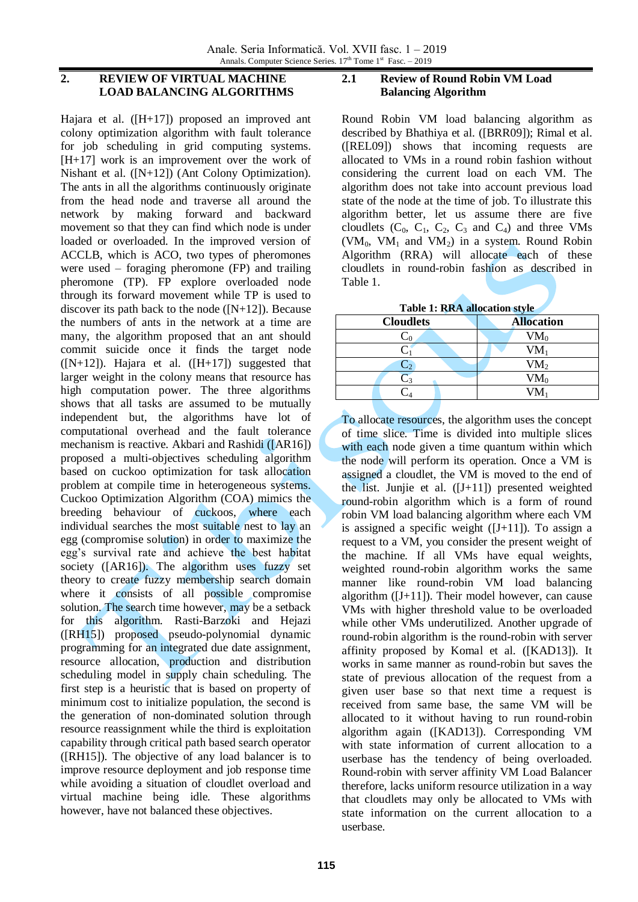## 2. REVIEW OF VIRTUAL MACHINE LOAD BALANCING ALGORITHMS

Hajara et al. ([H+17]) proposed an improved ant colony optimization algorithm with fault tolerance for job scheduling in grid computing systems. [H+17] work is an improvement over the work of Nishant et al. ([N+12]) (Ant Colony Optimization). The ants in all the algorithms continuously originate from the head node and traverse all around the network by making forward and backward movement so that they can find which node is under loaded or overloaded. In the improved version of ACCLB, which is ACO, two types of pheromones were used – foraging pheromone (FP) and trailing pheromone (TP). FP explore overloaded node through its forward movement while TP is used to discover its path back to the node ([N+12]). Because the numbers of ants in the network at a time are many, the algorithm proposed that an ant should commit suicide once it finds the target node ([N+12]). Hajara et al. ([H+17]) suggested that larger weight in the colony means that resource has high computation power. The three algorithms shows that all tasks are assumed to be mutually independent but, the algorithms have lot of computational overhead and the fault tolerance mechanism is reactive. Akbari and Rashidi ([AR16]) proposed a multi-objectives scheduling algorithm based on cuckoo optimization for task allocation problem at compile time in heterogeneous systems. Cuckoo Optimization Algorithm (COA) mimics the breeding behaviour of cuckoos, where each individual searches the most suitable nest to lay an egg (compromise solution) in order to maximize the egg's survival rate and achieve the best habitat society ([AR16]). The algorithm uses fuzzy set theory to create fuzzy membership search domain where it consists of all possible compromise solution. The search time however, may be a setback for this algorithm. Rasti-Barzoki and Hejazi ([RH15]) proposed pseudo-polynomial dynamic programming for an integrated due date assignment, resource allocation, production and distribution scheduling model in supply chain scheduling. The first step is a heuristic that is based on property of minimum cost to initialize population, the second is the generation of non-dominated solution through resource reassignment while the third is exploitation capability through critical path based search operator ([RH15]). The objective of any load balancer is to improve resource deployment and job response time while avoiding a situation of cloudlet overload and virtual machine being idle. These algorithms however, have not balanced these objectives.

### 2.1 Review of Round Robin VM Load Balancing Algorithm

Round Robin VM load balancing algorithm as described by Bhathiya et al. ([BRR09]); Rimal et al. ([REL09]) shows that incoming requests are allocated to VMs in a round robin fashion without considering the current load on each VM. The algorithm does not take into account previous load state of the node at the time of job. To illustrate this algorithm better, let us assume there are five cloudlets ($C_0$, $C_1$, $C_2$, $C_3$ and $C_4$) and three VMs ($VM_0$, $VM_1$ and $VM_2$) in a system. Round Robin Algorithm (RRA) will allocate each of these cloudlets in round-robin fashion as described in Table 1.

**Table 1: RRA allocation style**

| Cloudlets | Allocation |
|---|---|
| $C_0$ | $VM_0$ |
| $C_1$ | $VM_1$ |
| $C_2$ | $VM_2$ |
| $C_3$ | $VM_0$ |
| $C_4$ | $VM_1$ |

To allocate resources, the algorithm uses the concept of time slice. Time is divided into multiple slices with each node given a time quantum within which the node will perform its operation. Once a VM is assigned a cloudlet, the VM is moved to the end of the list. Junjie et al. ([J+11]) presented weighted round-robin algorithm which is a form of round robin VM load balancing algorithm where each VM is assigned a specific weight ([J+11]). To assign a request to a VM, you consider the present weight of the machine. If all VMs have equal weights, weighted round-robin algorithm works the same manner like round-robin VM load balancing algorithm ([J+11]). Their model however, can cause VMs with higher threshold value to be overloaded while other VMs underutilized. Another upgrade of round-robin algorithm is the round-robin with server affinity proposed by Komal et al. ([KAD13]). It works in same manner as round-robin but saves the state of previous allocation of the request from a given user base so that next time a request is received from same base, the same VM will be allocated to it without having to run round-robin algorithm again ([KAD13]). Corresponding VM with state information of current allocation to a userbase has the tendency of being overloaded. Round-robin with server affinity VM Load Balancer therefore, lacks uniform resource utilization in a way that cloudlets may only be allocated to VMs with state information on the current allocation to a userbase.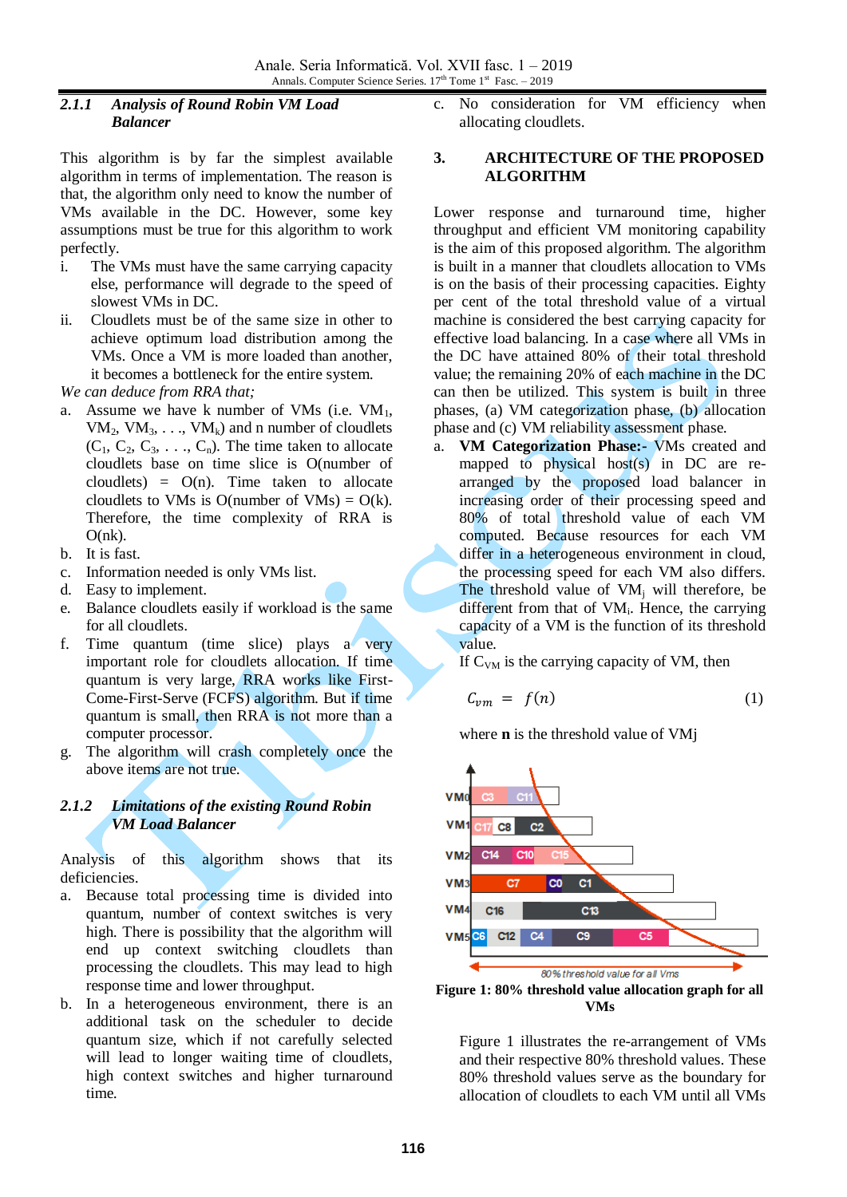### 2.1.1 *Analysis of Round Robin VM Load Balancer*

This algorithm is by far the simplest available algorithm in terms of implementation. The reason is that, the algorithm only need to know the number of VMs available in the DC. However, some key assumptions must be true for this algorithm to work perfectly.

i. The VMs must have the same carrying capacity else, performance will degrade to the speed of slowest VMs in DC.

ii. Cloudlets must be of the same size in other to achieve optimum load distribution among the VMs. Once a VM is more loaded than another, it becomes a bottleneck for the entire system.

*We can deduce from RRA that;*

a. Assume we have k number of VMs (i.e. $VM_1$, $VM_2$, $VM_3$, . . ., $VM_k$) and n number of cloudlets ($C_1$, $C_2$, $C_3$, . . ., $C_n$). The time taken to allocate cloudlets base on time slice is O(number of cloudlets) = O(n). Time taken to allocate cloudlets to VMs is O(number of VMs) = O(k). Therefore, the time complexity of RRA is O(nk).

b. It is fast.

c. Information needed is only VMs list.

d. Easy to implement.

e. Balance cloudlets easily if workload is the same for all cloudlets.

f. Time quantum (time slice) plays a very important role for cloudlets allocation. If time quantum is very large, RRA works like First-Come-First-Serve (FCFS) algorithm. But if time quantum is small, then RRA is not more than a computer processor.

g. The algorithm will crash completely once the above items are not true.

### 2.1.2 *Limitations of the existing Round Robin VM Load Balancer*

Analysis of this algorithm shows that its deficiencies.

a. Because total processing time is divided into quantum, number of context switches is very high. There is possibility that the algorithm will end up context switching cloudlets than processing the cloudlets. This may lead to high response time and lower throughput.

b. In a heterogeneous environment, there is an additional task on the scheduler to decide quantum size, which if not carefully selected will lead to longer waiting time of cloudlets, high context switches and higher turnaround time.

c. No consideration for VM efficiency when allocating cloudlets.

## 3. ARCHITECTURE OF THE PROPOSED ALGORITHM

Lower response and turnaround time, higher throughput and efficient VM monitoring capability is the aim of this proposed algorithm. The algorithm is built in a manner that cloudlets allocation to VMs is on the basis of their processing capacities. Eighty per cent of the total threshold value of a virtual machine is considered the best carrying capacity for effective load balancing. In a case where all VMs in the DC have attained 80% of their total threshold value; the remaining 20% of each machine in the DC can then be utilized. This system is built in three phases, (a) VM categorization phase, (b) allocation phase and (c) VM reliability assessment phase.

a. **VM Categorization Phase:-** VMs created and mapped to physical host(s) in DC are re-arranged by the proposed load balancer in increasing order of their processing speed and 80% of total threshold value of each VM computed. Because resources for each VM differ in a heterogeneous environment in cloud, the processing speed for each VM also differs. The threshold value of $VM_j$ will therefore, be different from that of $VM_i$. Hence, the carrying capacity of a VM is the function of its threshold value.

If $C_{VM}$ is the carrying capacity of VM, then

$$C_{vm} = f(n) \tag{1}$$

where **n** is the threshold value of VMj

**Figure 1: 80% threshold value allocation graph for all VMs**

Figure 1 illustrates the re-arrangement of VMs and their respective 80% threshold values. These 80% threshold values serve as the boundary for allocation of cloudlets to each VM until all VMs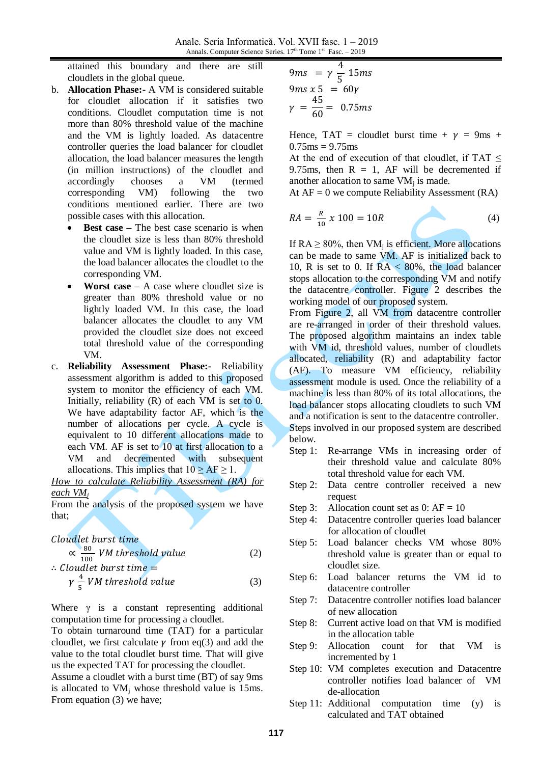attained this boundary and there are still cloudlets in the global queue.

b. **Allocation Phase:-** A VM is considered suitable for cloudlet allocation if it satisfies two conditions. Cloudlet computation time is not more than 80% threshold value of the machine and the VM is lightly loaded. As datacentre controller queries the load balancer for cloudlet allocation, the load balancer measures the length (in million instructions) of the cloudlet and accordingly chooses a VM (termed corresponding VM) following the two conditions mentioned earlier. There are two possible cases with this allocation.
   - **Best case** – The best case scenario is when the cloudlet size is less than 80% threshold value and VM is lightly loaded. In this case, the load balancer allocates the cloudlet to the corresponding VM.
   - **Worst case** – A case where cloudlet size is greater than 80% threshold value or no lightly loaded VM. In this case, the load balancer allocates the cloudlet to any VM provided the cloudlet size does not exceed total threshold value of the corresponding VM.

c. **Reliability Assessment Phase:-** Reliability assessment algorithm is added to this proposed system to monitor the efficiency of each VM. Initially, reliability (R) of each VM is set to 0. We have adaptability factor AF, which is the number of allocations per cycle. A cycle is equivalent to 10 different allocations made to each VM. AF is set to 10 at first allocation to a VM and decremented with subsequent allocations. This implies that $10 \geq AF \geq 1$.

*How to calculate Reliability Assessment (RA) for each $VM_j$*

From the analysis of the proposed system we have that;

$$\textit{Cloudlet burst time} \propto \frac{80}{100}\, \textit{VM threshold value} \tag{2}$$

$$\therefore \textit{Cloudlet burst time} = \gamma\, \frac{4}{5}\, \textit{VM threshold value} \tag{3}$$

Where $\gamma$ is a constant representing additional computation time for processing a cloudlet.

To obtain turnaround time (TAT) for a particular cloudlet, we first calculate $\gamma$ from eq(3) and add the value to the total cloudlet burst time. That will give us the expected TAT for processing the cloudlet.

Assume a cloudlet with a burst time (BT) of say 9ms is allocated to $VM_j$ whose threshold value is 15ms. From equation (3) we have;

$$9ms = \gamma\, \frac{4}{5}\, 15ms$$

$$9ms \times 5 = 60\gamma$$

$$\gamma = \frac{45}{60} = 0.75ms$$

Hence, TAT = cloudlet burst time + $\gamma$ = 9ms + 0.75ms = 9.75ms

At the end of execution of that cloudlet, if TAT $\leq$ 9.75ms, then R = 1, AF will be decremented if another allocation to same $VM_j$ is made.

At AF = 0 we compute Reliability Assessment (RA)

$$RA = \frac{R}{10} \times 100 = 10R \tag{4}$$

If RA $\geq$ 80%, then $VM_j$ is efficient. More allocations can be made to same VM. AF is initialized back to 10, R is set to 0. If RA < 80%, the load balancer stops allocation to the corresponding VM and notify the datacentre controller. Figure 2 describes the working model of our proposed system.

From Figure 2, all VM from datacentre controller are re-arranged in order of their threshold values. The proposed algorithm maintains an index table with VM id, threshold values, number of cloudlets allocated, reliability (R) and adaptability factor (AF). To measure VM efficiency, reliability assessment module is used. Once the reliability of a machine is less than 80% of its total allocations, the load balancer stops allocating cloudlets to such VM and a notification is sent to the datacentre controller.

Steps involved in our proposed system are described below.

- Step 1: Re-arrange VMs in increasing order of their threshold value and calculate 80% total threshold value for each VM.
- Step 2: Data centre controller received a new request
- Step 3: Allocation count set as 0: AF = 10
- Step 4: Datacentre controller queries load balancer for allocation of cloudlet
- Step 5: Load balancer checks VM whose 80% threshold value is greater than or equal to cloudlet size.
- Step 6: Load balancer returns the VM id to datacentre controller
- Step 7: Datacentre controller notifies load balancer of new allocation
- Step 8: Current active load on that VM is modified in the allocation table
- Step 9: Allocation count for that VM is incremented by 1
- Step 10: VM completes execution and Datacentre controller notifies load balancer of VM de-allocation
- Step 11: Additional computation time ($\gamma$) is calculated and TAT obtained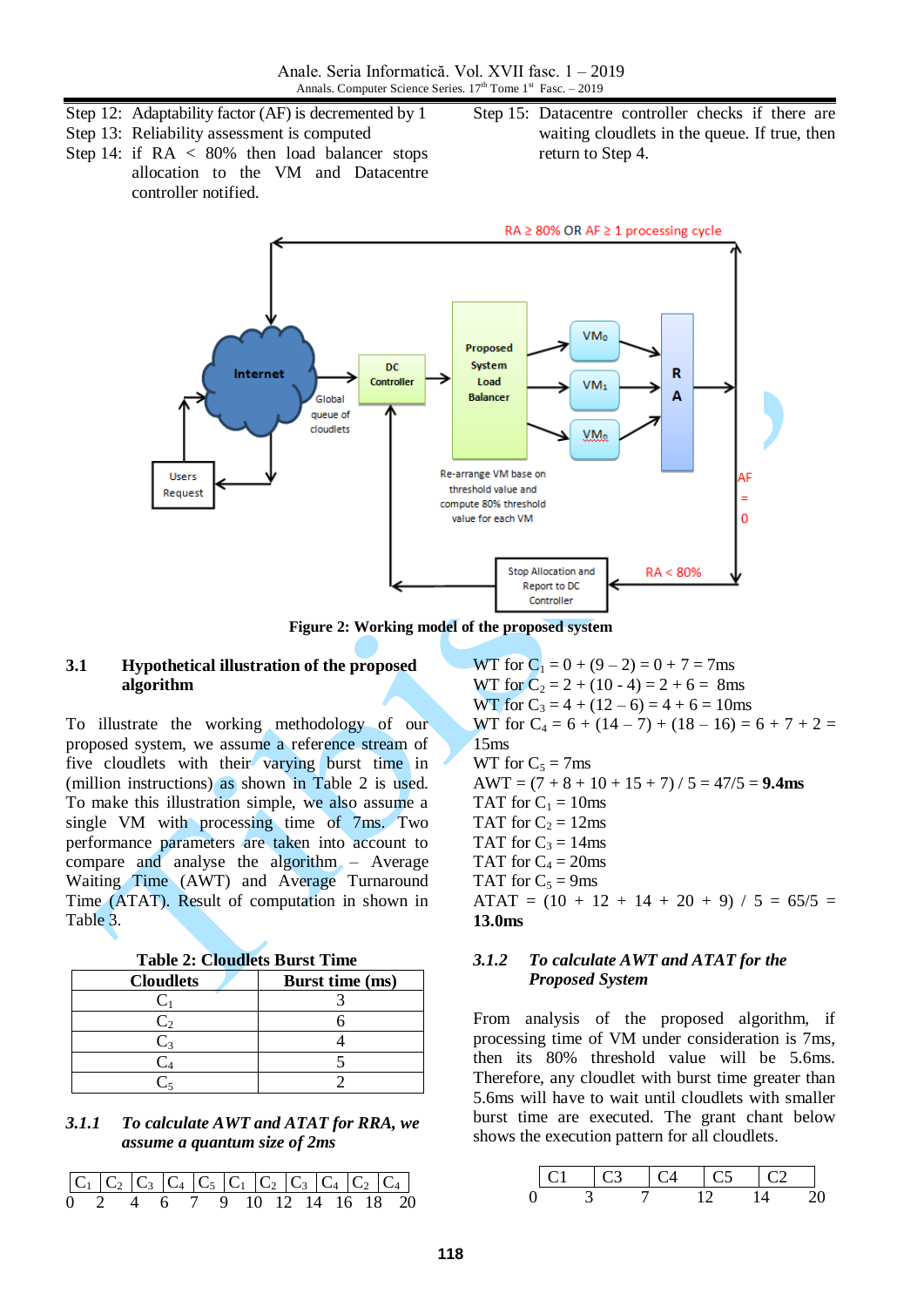Step 12: Adaptability factor (AF) is decremented by 1

Step 13: Reliability assessment is computed

Step 14: if RA < 80% then load balancer stops allocation to the VM and Datacentre controller notified.

Step 15: Datacentre controller checks if there are waiting cloudlets in the queue. If true, then return to Step 4.

**Figure 2: Working model of the proposed system**

### 3.1 Hypothetical illustration of the proposed algorithm

To illustrate the working methodology of our proposed system, we assume a reference stream of five cloudlets with their varying burst time (million instructions) as shown in Table 2 is used. To make this illustration simple, we also assume a single VM with processing time of 7ms. Two performance parameters are taken into account to compare and analyse the algorithm – Average Waiting Time (AWT) and Average Turnaround Time (ATAT). Result of computation in shown in Table 3.

**Table 2: Cloudlets Burst Time**

| Cloudlets | Burst Time (ms) |
|---|---|
| $C_1$ | 3 |
| $C_2$ | 6 |
| $C_3$ | 4 |
| $C_4$ | 5 |
| $C_5$ | 2 |

#### *3.1.1 To calculate AWT and ATAT for RRA, we assume a quantum size of 2ms*

| $C_1$ | $C_2$ | $C_3$ | $C_4$ | $C_5$ | $C_1$ | $C_2$ | $C_3$ | $C_4$ | $C_2$ | $C_4$ |
|---|---|---|---|---|---|---|---|---|---|---|

0 2 4 6 7 9 10 12 14 16 18 20

WT for $C_1$ = 0 + (9 – 2) = 0 + 7 = 7ms

WT for $C_2$ = 2 + (10 - 4) = 2 + 6 = 8ms

WT for $C_3$ = 4 + (12 – 6) = 4 + 6 = 10ms

WT for $C_4$ = 6 + (14 – 7) + (18 – 16) = 6 + 7 + 2 = 15ms

WT for $C_5$ = 7ms

AWT = (7 + 8 + 10 + 15 + 7) / 5 = 47/5 = **9.4ms**

TAT for $C_1$ = 10ms

TAT for $C_2$ = 12ms

TAT for $C_3$ = 14ms

TAT for $C_4$ = 20ms

TAT for $C_5$ = 9ms

ATAT = (10 + 12 + 14 + 20 + 9) / 5 = 65/5 = **13.0ms**

#### *3.1.2 To calculate AWT and ATAT for the Proposed System*

From analysis of the proposed algorithm, if processing time of VM under consideration is 7ms, then its 80% threshold value will be 5.6ms. Therefore, any cloudlet with burst time greater than 5.6ms will have to wait until cloudlets with smaller burst time are executed. The grant chant below shows the execution pattern for all cloudlets.

| C1 | C3 | C4 | C5 | C2 |
|---|---|---|---|---|

0 3 7 12 14 20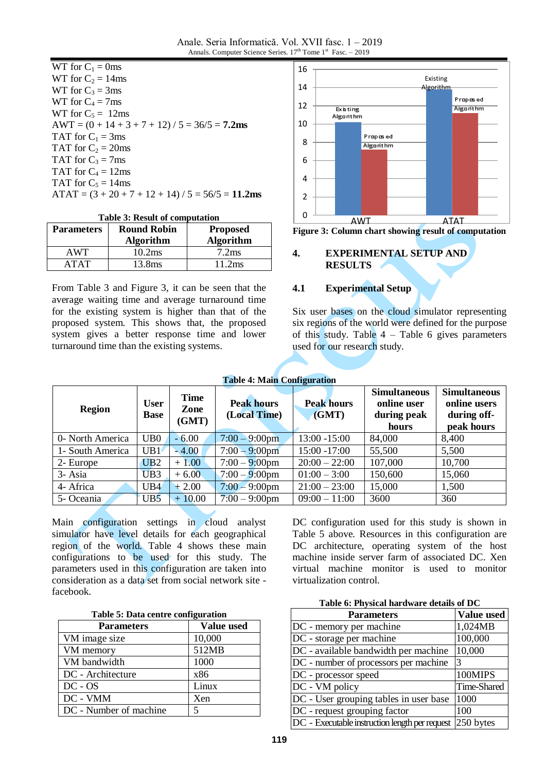WT for $C_1$ = 0ms
WT for $C_2$ = 14ms
WT for $C_3$ = 3ms
WT for $C_4$ = 7ms
WT for $C_5$ = 12ms
AWT = (0 + 14 + 3 + 7 + 12) / 5 = 36/5 = **7.2ms**
TAT for $C_1$ = 3ms
TAT for $C_2$ = 20ms
TAT for $C_3$ = 7ms
TAT for $C_4$ = 12ms
TAT for $C_5$ = 14ms
ATAT = (3 + 20 + 7 + 12 + 14) / 5 = 56/5 = **11.2ms**

**Table 3: Result of computation**

| Parameters | Round Robin Algorithm | Proposed Algorithm |
|---|---|---|
| AWT | 10.2ms | 7.2ms |
| ATAT | 13.8ms | 11.2ms |

From Table 3 and Figure 3, it can be seen that the average waiting time and average turnaround time for the existing system is higher than that of the proposed system. This shows that, the proposed system gives a better response time and lower turnaround time than the existing systems.

**Figure 3: Column chart showing result of computation**

## 4. EXPERIMENTAL SETUP AND RESULTS

### 4.1 Experimental Setup

Six user bases on the cloud simulator representing six regions of the world were defined for the purpose of this study. Table 4 – Table 6 gives parameters used for our research study.

**Table 4: Main Configuration**

| Region | User Base | Time Zone (GMT) | Peak hours (Local Time) | Peak hours (GMT) | Simultaneous online user during peak hours | Simultaneous online users during off-peak hours |
|---|---|---|---|---|---|---|
| 0- North America | UB0 | - 6.00 | 7:00 – 9:00pm | 13:00 -15:00 | 84,000 | 8,400 |
| 1- South America | UB1 | - 4.00 | 7:00 – 9:00pm | 15:00 -17:00 | 55,500 | 5,500 |
| 2- Europe | UB2 | + 1.00 | 7:00 – 9:00pm | 20:00 – 22:00 | 107,000 | 10,700 |
| 3- Asia | UB3 | + 6.00 | 7:00 – 9:00pm | 01:00 – 3:00 | 150,600 | 15,060 |
| 4- Africa | UB4 | + 2.00 | 7:00 – 9:00pm | 21:00 – 23:00 | 15,000 | 1,500 |
| 5- Oceania | UB5 | + 10.00 | 7:00 – 9:00pm | 09:00 – 11:00 | 3600 | 360 |

Main configuration settings in cloud analyst simulator have level details for each geographical region of the world. Table 4 shows these main configurations to be used for this study. The parameters used in this configuration are taken into consideration as a data set from social network site - facebook.

**Table 5: Data centre configuration**

| Parameters | Value used |
|---|---|
| VM image size | 10,000 |
| VM memory | 512MB |
| VM bandwidth | 1000 |
| DC - Architecture | x86 |
| DC - OS | Linux |
| DC - VMM | Xen |
| DC - Number of machine | 5 |

DC configuration used for this study is shown in Table 5 above. Resources in this configuration are DC architecture, operating system of the host machine inside server farm of associated DC. Xen virtual machine monitor is used to monitor virtualization control.

**Table 6: Physical hardware details of DC**

| Parameters | Value used |
|---|---|
| DC - memory per machine | 1,024MB |
| DC - storage per machine | 100,000 |
| DC - available bandwidth per machine | 10,000 |
| DC - number of processors per machine | 3 |
| DC - processor speed | 100MIPS |
| DC - VM policy | Time-Shared |
| DC - User grouping tables in user base | 1000 |
| DC - request grouping factor | 100 |
| DC - Executable instruction length per request | 250 bytes |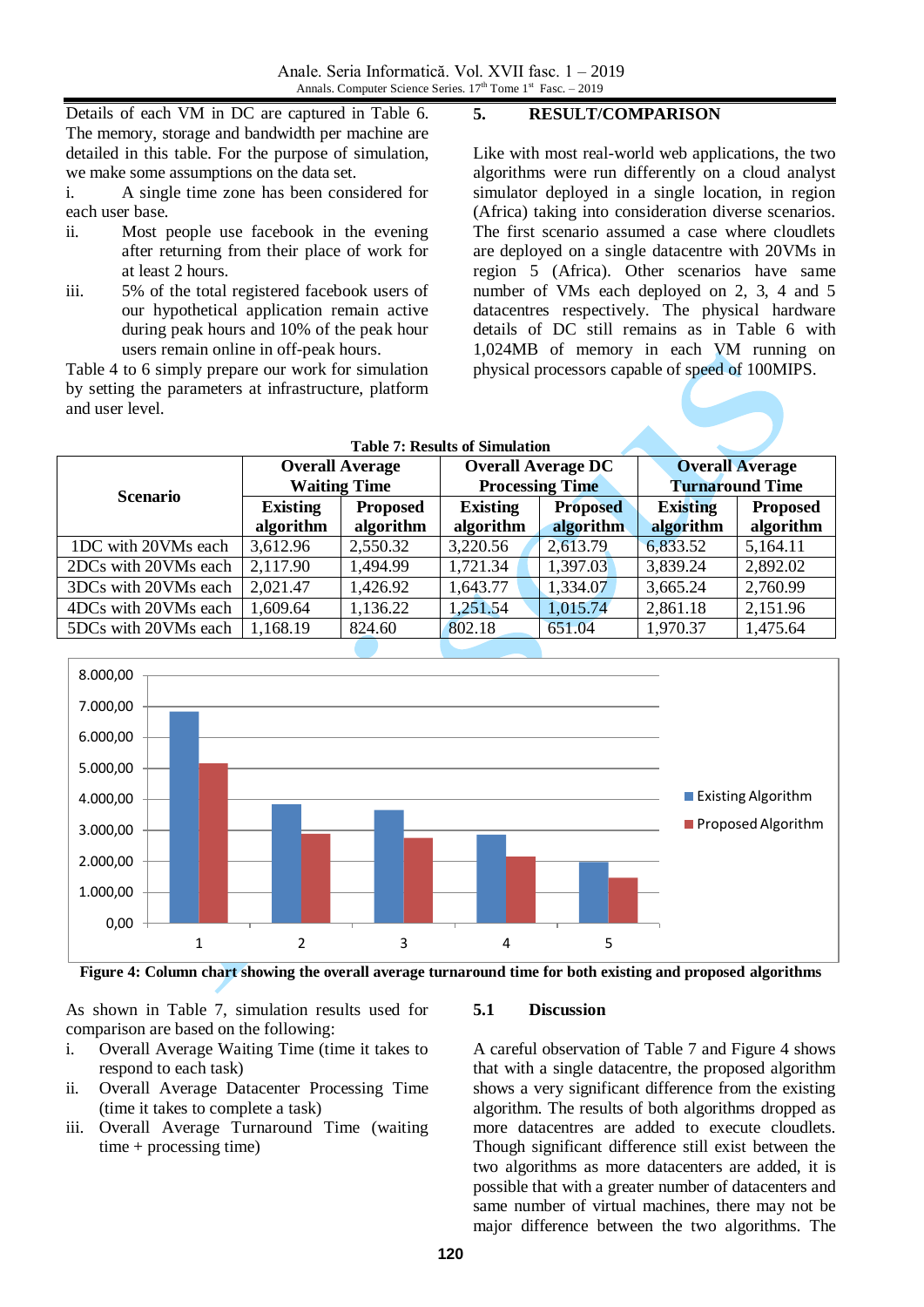Details of each VM in DC are captured in Table 6. The memory, storage and bandwidth per machine are detailed in this table. For the purpose of simulation, we make some assumptions on the data set.

i. A single time zone has been considered for each user base.

ii. Most people use facebook in the evening after returning from their place of work for at least 2 hours.

iii. 5% of the total registered facebook users of our hypothetical application remain active during peak hours and 10% of the peak hour users remain online in off-peak hours.

Table 4 to 6 simply prepare our work for simulation by setting the parameters at infrastructure, platform and user level.

## 5. RESULT/COMPARISON

Like with most real-world web applications, the two algorithms were run differently on a cloud analyst simulator deployed in a single location, in region (Africa) taking into consideration diverse scenarios. The first scenario assumed a case where cloudlets are deployed on a single datacentre with 20VMs in region 5 (Africa). Other scenarios have same number of VMs each deployed on 2, 3, 4 and 5 datacentres respectively. The physical hardware details of DC still remains as in Table 6 with 1,024MB of memory in each VM running on physical processors capable of speed of 100MIPS.

**Table 7: Results of Simulation**

| Scenario | Overall Average Waiting Time | | Overall Average DC Processing Time | | Overall Average Turnaround Time | |
|---|---|---|---|---|---|---|
| | Existing algorithm | Proposed algorithm | Existing algorithm | Proposed algorithm | Existing algorithm | Proposed algorithm |
| 1DC with 20VMs each | 3,612.96 | 2,550.32 | 3,220.56 | 2,613.79 | 6,833.52 | 5,164.11 |
| 2DCs with 20VMs each | 2,117.90 | 1,494.99 | 1,721.34 | 1,397.03 | 3,839.24 | 2,892.02 |
| 3DCs with 20VMs each | 2,021.47 | 1,426.92 | 1,643.77 | 1,334.07 | 3,665.24 | 2,760.99 |
| 4DCs with 20VMs each | 1,609.64 | 1,136.22 | 1,251.54 | 1,015.74 | 2,861.18 | 2,151.96 |
| 5DCs with 20VMs each | 1,168.19 | 824.60 | 802.18 | 651.04 | 1,970.37 | 1,475.64 |

**Figure 4: Column chart showing the overall average turnaround time for both existing and proposed algorithms**

As shown in Table 7, simulation results used for comparison are based on the following:

i. Overall Average Waiting Time (time it takes to respond to each task)

ii. Overall Average Datacenter Processing Time (time it takes to complete a task)

iii. Overall Average Turnaround Time (waiting time + processing time)

### 5.1 Discussion

A careful observation of Table 7 and Figure 4 shows that with a single datacentre, the proposed algorithm shows a very significant difference from the existing algorithm. The results of both algorithms dropped as more datacentres are added to execute cloudlets. Though significant difference still exist between the two algorithms as more datacenters are added, it is possible that with a greater number of datacenters and same number of virtual machines, there may not be major difference between the two algorithms. The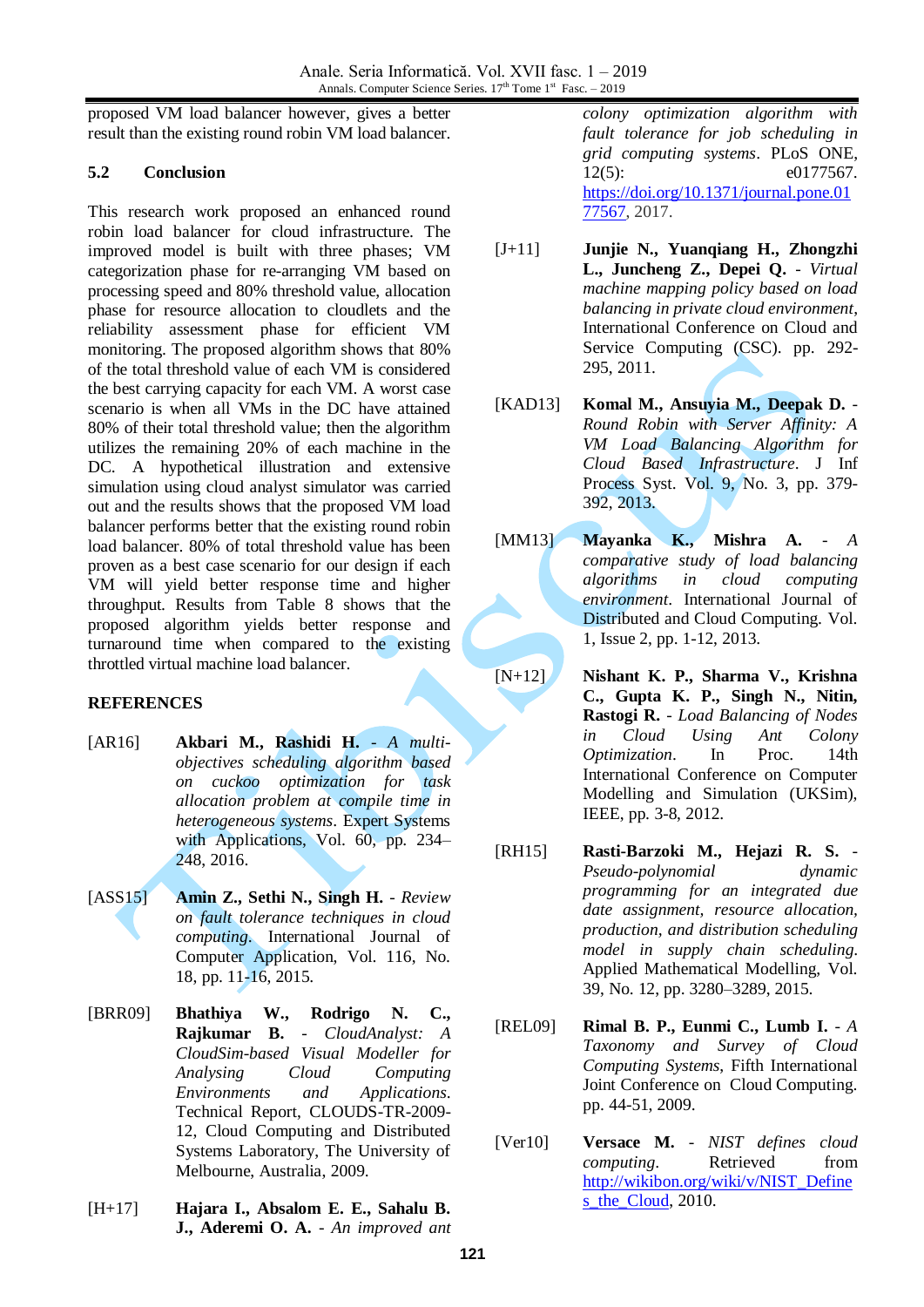proposed VM load balancer however, gives a better result than the existing round robin VM load balancer.

### 5.2 Conclusion

This research work proposed an enhanced round robin load balancer for cloud infrastructure. The improved model is built with three phases; VM categorization phase for re-arranging VM based on processing speed and 80% threshold value, allocation phase for resource allocation to cloudlets and the reliability assessment phase for efficient VM monitoring. The proposed algorithm shows that 80% of the total threshold value of each VM is considered the best carrying capacity for each VM. A worst case scenario is when all VMs in the DC have attained 80% of their total threshold value; then the algorithm utilizes the remaining 20% of each machine in the DC. A hypothetical illustration and extensive simulation using cloud analyst simulator was carried out and the results shows that the proposed VM load balancer performs better that the existing round robin load balancer. 80% of total threshold value has been proven as a best case scenario for our design if each VM will yield better response time and higher throughput. Results from Table 8 shows that the proposed algorithm yields better response and turnaround time when compared to the existing throttled virtual machine load balancer.

## REFERENCES

[AR16] **Akbari M., Rashidi H.** - *A multi-objectives scheduling algorithm based on cuckoo optimization for task allocation problem at compile time in heterogeneous systems*. Expert Systems with Applications, Vol. 60, pp. 234–248, 2016.

[ASS15] **Amin Z., Sethi N., Singh H.** - *Review on fault tolerance techniques in cloud computing*. International Journal of Computer Application, Vol. 116, No. 18, pp. 11-16, 2015.

[BRR09] **Bhathiya W., Rodrigo N. C., Rajkumar B.** - *CloudAnalyst: A CloudSim-based Visual Modeller for Analysing Cloud Computing Environments and Applications*. Technical Report, CLOUDS-TR-2009-12, Cloud Computing and Distributed Systems Laboratory, The University of Melbourne, Australia, 2009.

[H+17] **Hajara I., Absalom E. E., Sahalu B. J., Aderemi O. A.** - *An improved ant colony optimization algorithm with fault tolerance for job scheduling in grid computing systems*. PLoS ONE, 12(5): e0177567. https://doi.org/10.1371/journal.pone.0177567, 2017.

[J+11] **Junjie N., Yuanqiang H., Zhongzhi L., Juncheng Z., Depei Q.** - *Virtual machine mapping policy based on load balancing in private cloud environment*, International Conference on Cloud and Service Computing (CSC). pp. 292-295, 2011.

[KAD13] **Komal M., Ansuyia M., Deepak D.** - *Round Robin with Server Affinity: A VM Load Balancing Algorithm for Cloud Based Infrastructure*. J Inf Process Syst. Vol. 9, No. 3, pp. 379-392, 2013.

[MM13] **Mayanka K., Mishra A.** - *A comparative study of load balancing algorithms in cloud computing environment*. International Journal of Distributed and Cloud Computing. Vol. 1, Issue 2, pp. 1-12, 2013.

[N+12] **Nishant K. P., Sharma V., Krishna C., Gupta K. P., Singh N., Nitin, Rastogi R.** - *Load Balancing of Nodes in Cloud Using Ant Colony Optimization*. In Proc. 14th International Conference on Computer Modelling and Simulation (UKSim), IEEE, pp. 3-8, 2012.

[RH15] **Rasti-Barzoki M., Hejazi R. S.** - *Pseudo-polynomial dynamic programming for an integrated due date assignment, resource allocation, production, and distribution scheduling model in supply chain scheduling*. Applied Mathematical Modelling, Vol. 39, No. 12, pp. 3280–3289, 2015.

[REL09] **Rimal B. P., Eunmi C., Lumb I.** - *A Taxonomy and Survey of Cloud Computing Systems*, Fifth International Joint Conference on Cloud Computing. pp. 44-51, 2009.

[Ver10] **Versace M.** - *NIST defines cloud computing*. Retrieved from http://wikibon.org/wiki/v/NIST_Defines_the_Cloud, 2010.